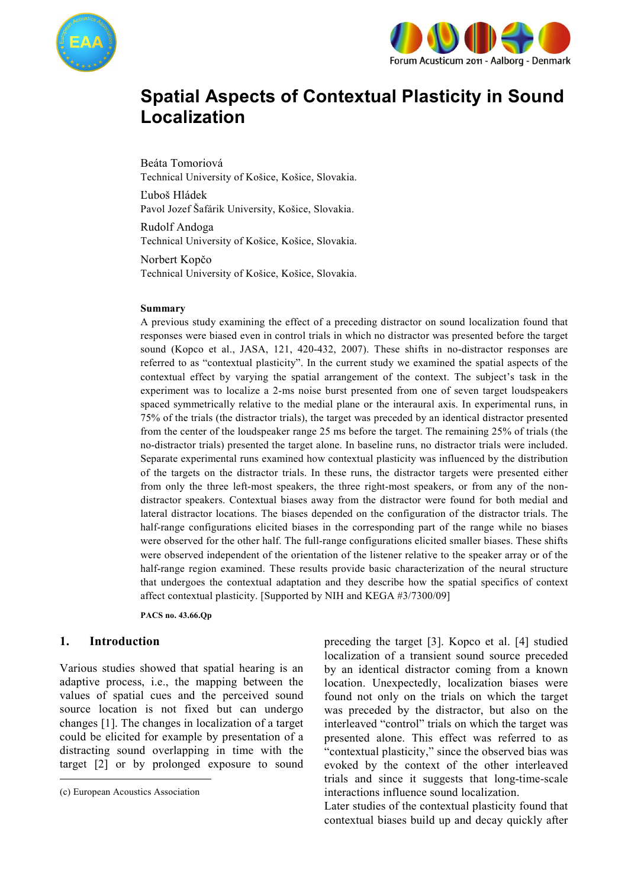# Spatial Aspects of Contextual Plasticity in Sound Localization

Beáta Tomoriová
Technical University of Košice, Košice, Slovakia.

Ľuboš Hládek
Pavol Jozef Šafárik University, Košice, Slovakia.

Rudolf Andoga
Technical University of Košice, Košice, Slovakia.

Norbert Kopčo
Technical University of Košice, Košice, Slovakia.

**Summary**

A previous study examining the effect of a preceding distractor on sound localization found that responses were biased even in control trials in which no distractor was presented before the target sound (Kopco et al., JASA, 121, 420-432, 2007). These shifts in no-distractor responses are referred to as "contextual plasticity". In the current study we examined the spatial aspects of the contextual effect by varying the spatial arrangement of the context. The subject's task in the experiment was to localize a 2-ms noise burst presented from one of seven target loudspeakers spaced symmetrically relative to the medial plane or the interaural axis. In experimental runs, in 75% of the trials (the distractor trials), the target was preceded by an identical distractor presented from the center of the loudspeaker range 25 ms before the target. The remaining 25% of trials (the no-distractor trials) presented the target alone. In baseline runs, no distractor trials were included. Separate experimental runs examined how contextual plasticity was influenced by the distribution of the targets on the distractor trials. In these runs, the distractor targets were presented either from only the three left-most speakers, the three right-most speakers, or from any of the non-distractor speakers. Contextual biases away from the distractor were found for both medial and lateral distractor locations. The biases depended on the configuration of the distractor trials. The half-range configurations elicited biases in the corresponding part of the range while no biases were observed for the other half. The full-range configurations elicited smaller biases. These shifts were observed independent of the orientation of the listener relative to the speaker array or of the half-range region examined. These results provide basic characterization of the neural structure that undergoes the contextual adaptation and they describe how the spatial specifics of context affect contextual plasticity. [Supported by NIH and KEGA #3/7300/09]

**PACS no. 43.66.Qp**

## 1. Introduction

Various studies showed that spatial hearing is an adaptive process, i.e., the mapping between the values of spatial cues and the perceived sound source location is not fixed but can undergo changes [1]. The changes in localization of a target could be elicited for example by presentation of a distracting sound overlapping in time with the target [2] or by prolonged exposure to sound preceding the target [3]. Kopco et al. [4] studied localization of a transient sound source preceded by an identical distractor coming from a known location. Unexpectedly, localization biases were found not only on the trials on which the target was preceded by the distractor, but also on the interleaved "control" trials on which the target was presented alone. This effect was referred to as "contextual plasticity," since the observed bias was evoked by the context of the other interleaved trials and since it suggests that long-time-scale interactions influence sound localization.

Later studies of the contextual plasticity found that contextual biases build up and decay quickly after

(c) European Acoustics Association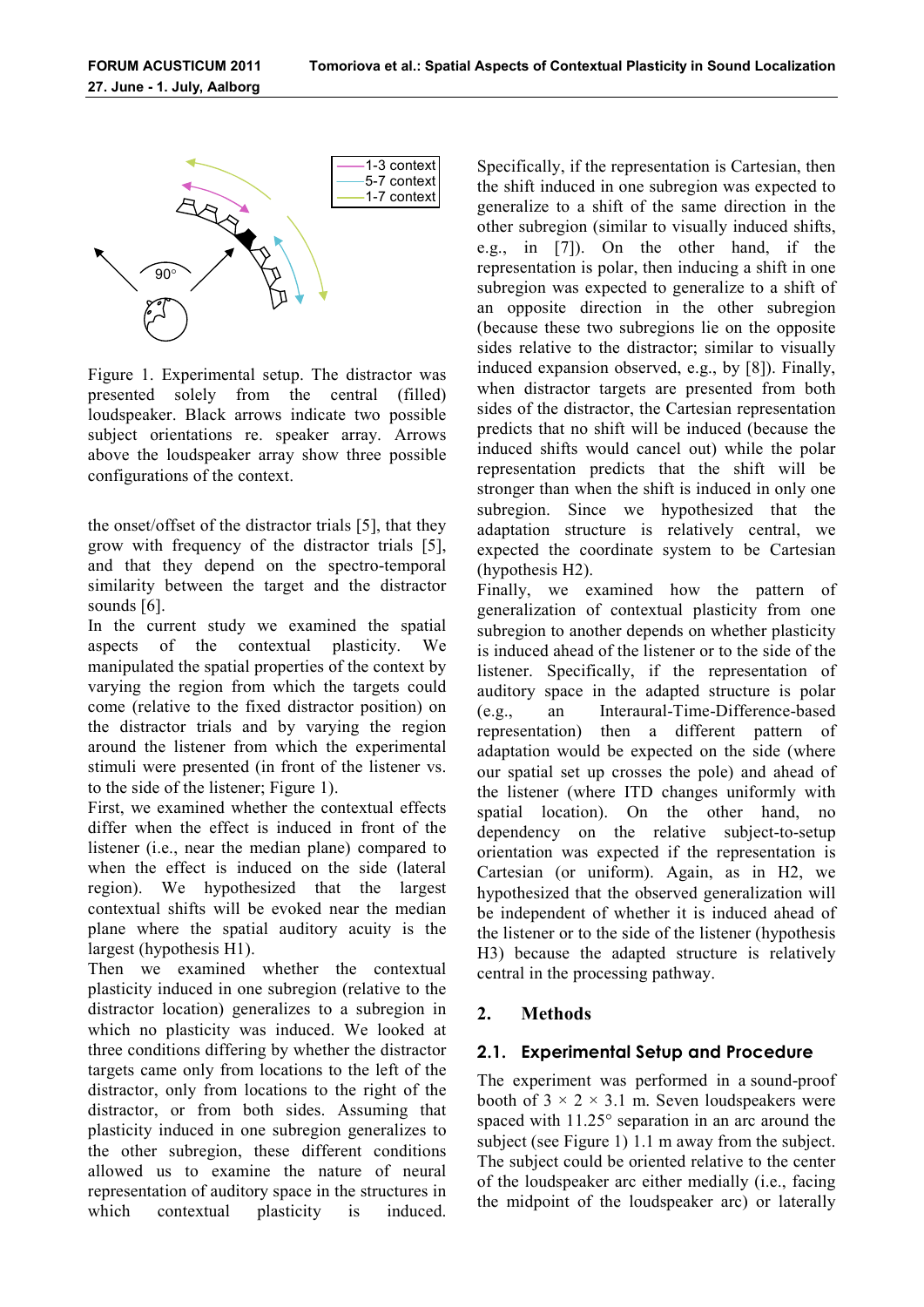Figure 1. Experimental setup. The distractor was presented solely from the central (filled) loudspeaker. Black arrows indicate two possible subject orientations re. speaker array. Arrows above the loudspeaker array show three possible configurations of the context.

the onset/offset of the distractor trials [5], that they grow with frequency of the distractor trials [5], and that they depend on the spectro-temporal similarity between the target and the distractor sounds [6].

In the current study we examined the spatial aspects of the contextual plasticity. We manipulated the spatial properties of the context by varying the region from which the targets could come (relative to the fixed distractor position) on the distractor trials and by varying the region around the listener from which the experimental stimuli were presented (in front of the listener vs. to the side of the listener; Figure 1).

First, we examined whether the contextual effects differ when the effect is induced in front of the listener (i.e., near the median plane) compared to when the effect is induced on the side (lateral region). We hypothesized that the largest contextual shifts will be evoked near the median plane where the spatial auditory acuity is the largest (hypothesis H1).

Then we examined whether the contextual plasticity induced in one subregion (relative to the distractor location) generalizes to a subregion in which no plasticity was induced. We looked at three conditions differing by whether the distractor targets came only from locations to the left of the distractor, only from locations to the right of the distractor, or from both sides. Assuming that plasticity induced in one subregion generalizes to the other subregion, these different conditions allowed us to examine the nature of neural representation of auditory space in the structures in which contextual plasticity is induced. Specifically, if the representation is Cartesian, then the shift induced in one subregion was expected to generalize to a shift of the same direction in the other subregion (similar to visually induced shifts, e.g., in [7]). On the other hand, if the representation is polar, then inducing a shift in one subregion was expected to generalize to a shift of an opposite direction in the other subregion (because these two subregions lie on the opposite sides relative to the distractor; similar to visually induced expansion observed, e.g., by [8]). Finally, when distractor targets are presented from both sides of the distractor, the Cartesian representation predicts that no shift will be induced (because the induced shifts would cancel out) while the polar representation predicts that the shift will be stronger than when the shift is induced in only one subregion. Since we hypothesized that the adaptation structure is relatively central, we expected the coordinate system to be Cartesian (hypothesis H2).

Finally, we examined how the pattern of generalization of contextual plasticity from one subregion to another depends on whether plasticity is induced ahead of the listener or to the side of the listener. Specifically, if the representation of auditory space in the adapted structure is polar (e.g., an Interaural-Time-Difference-based representation) then a different pattern of adaptation would be expected on the side (where our spatial set up crosses the pole) and ahead of the listener (where ITD changes uniformly with spatial location). On the other hand, no dependency on the relative subject-to-setup orientation was expected if the representation is Cartesian (or uniform). Again, as in H2, we hypothesized that the observed generalization will be independent of whether it is induced ahead of the listener or to the side of the listener (hypothesis H3) because the adapted structure is relatively central in the processing pathway.

## 2. Methods

### 2.1. Experimental Setup and Procedure

The experiment was performed in a sound-proof booth of 3 × 2 × 3.1 m. Seven loudspeakers were spaced with 11.25° separation in an arc around the subject (see Figure 1) 1.1 m away from the subject. The subject could be oriented relative to the center of the loudspeaker arc either medially (i.e., facing the midpoint of the loudspeaker arc) or laterally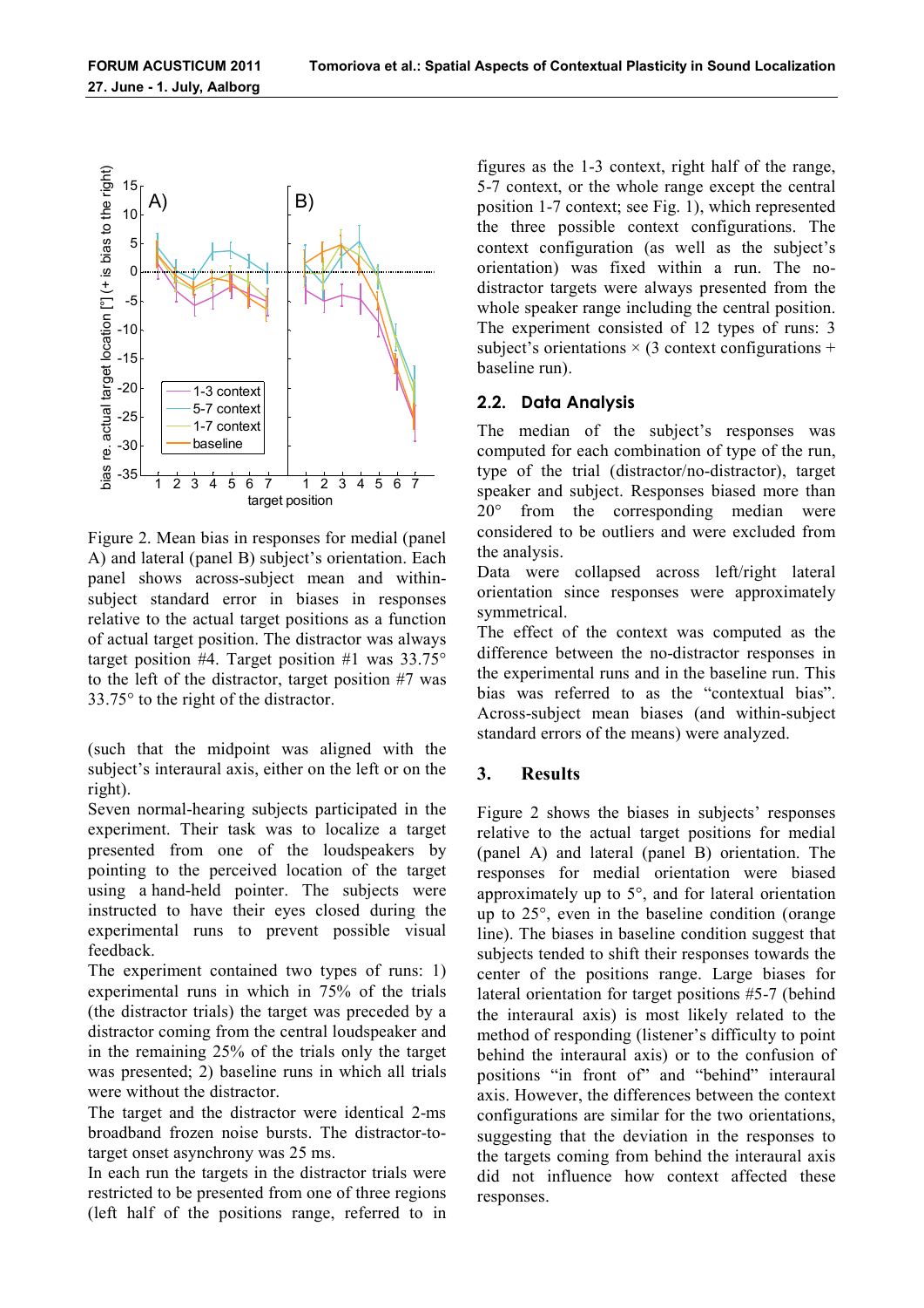Figure 2. Mean bias in responses for medial (panel A) and lateral (panel B) subject's orientation. Each panel shows across-subject mean and within-subject standard error in biases in responses relative to the actual target positions as a function of actual target position. The distractor was always target position #4. Target position #1 was 33.75° to the left of the distractor, target position #7 was 33.75° to the right of the distractor.

(such that the midpoint was aligned with the subject's interaural axis, either on the left or on the right).

Seven normal-hearing subjects participated in the experiment. Their task was to localize a target presented from one of the loudspeakers by pointing to the perceived location of the target using a hand-held pointer. The subjects were instructed to have their eyes closed during the experimental runs to prevent possible visual feedback.

The experiment contained two types of runs: 1) experimental runs in which in 75% of the trials (the distractor trials) the target was preceded by a distractor coming from the central loudspeaker and in the remaining 25% of the trials only the target was presented; 2) baseline runs in which all trials were without the distractor.

The target and the distractor were identical 2-ms broadband frozen noise bursts. The distractor-to-target onset asynchrony was 25 ms.

In each run the targets in the distractor trials were restricted to be presented from one of three regions (left half of the positions range, referred to in figures as the 1-3 context, right half of the range, 5-7 context, or the whole range except the central position 1-7 context; see Fig. 1), which represented the three possible context configurations. The context configuration (as well as the subject's orientation) was fixed within a run. The no-distractor targets were always presented from the whole speaker range including the central position. The experiment consisted of 12 types of runs: 3 subject's orientations × (3 context configurations + baseline run).

## 2.2. Data Analysis

The median of the subject's responses was computed for each combination of type of the run, type of the trial (distractor/no-distractor), target speaker and subject. Responses biased more than 20° from the corresponding median were considered to be outliers and were excluded from the analysis.

Data were collapsed across left/right lateral orientation since responses were approximately symmetrical.

The effect of the context was computed as the difference between the no-distractor responses in the experimental runs and in the baseline run. This bias was referred to as the "contextual bias". Across-subject mean biases (and within-subject standard errors of the means) were analyzed.

# 3. Results

Figure 2 shows the biases in subjects' responses relative to the actual target positions for medial (panel A) and lateral (panel B) orientation. The responses for medial orientation were biased approximately up to 5°, and for lateral orientation up to 25°, even in the baseline condition (orange line). The biases in baseline condition suggest that subjects tended to shift their responses towards the center of the positions range. Large biases for lateral orientation for target positions #5-7 (behind the interaural axis) is most likely related to the method of responding (listener's difficulty to point behind the interaural axis) or to the confusion of positions "in front of" and "behind" interaural axis. However, the differences between the context configurations are similar for the two orientations, suggesting that the deviation in the responses to the targets coming from behind the interaural axis did not influence how context affected these responses.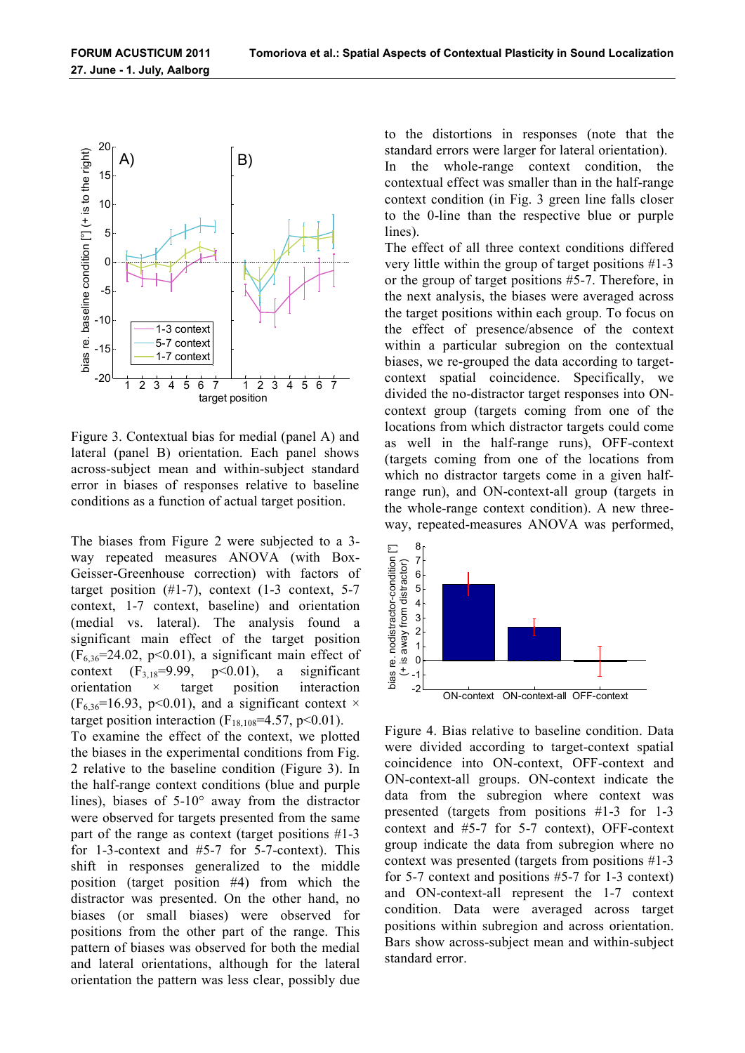Figure 3. Contextual bias for medial (panel A) and lateral (panel B) orientation. Each panel shows across-subject mean and within-subject standard error in biases of responses relative to baseline conditions as a function of actual target position.

The biases from Figure 2 were subjected to a 3-way repeated measures ANOVA (with Box-Geisser-Greenhouse correction) with factors of target position (#1-7), context (1-3 context, 5-7 context, 1-7 context, baseline) and orientation (medial vs. lateral). The analysis found a significant main effect of the target position ($F_{6,36}$=24.02, p<0.01), a significant main effect of context ($F_{3,18}$=9.99, p<0.01), a significant orientation × target position interaction ($F_{6,36}$=16.93, p<0.01), and a significant context × target position interaction ($F_{18,108}$=4.57, p<0.01).

To examine the effect of the context, we plotted the biases in the experimental conditions from Fig. 2 relative to the baseline condition (Figure 3). In the half-range context conditions (blue and purple lines), biases of 5-10° away from the distractor were observed for targets presented from the same part of the range as context (target positions #1-3 for 1-3-context and #5-7 for 5-7-context). This shift in responses generalized to the middle position (target position #4) from which the distractor was presented. On the other hand, no biases (or small biases) were observed for positions from the other part of the range. This pattern of biases was observed for both the medial and lateral orientations, although for the lateral orientation the pattern was less clear, possibly due to the distortions in responses (note that the standard errors were larger for lateral orientation).

In the whole-range context condition, the contextual effect was smaller than in the half-range context condition (in Fig. 3 green line falls closer to the 0-line than the respective blue or purple lines).

The effect of all three context conditions differed very little within the group of target positions #1-3 or the group of target positions #5-7. Therefore, in the next analysis, the biases were averaged across the target positions within each group. To focus on the effect of presence/absence of the context within a particular subregion on the contextual biases, we re-grouped the data according to target-context spatial coincidence. Specifically, we divided the no-distractor target responses into ON-context group (targets coming from one of the locations from which distractor targets could come as well in the half-range runs), OFF-context (targets coming from one of the locations from which no distractor targets come in a given half-range run), and ON-context-all group (targets in the whole-range context condition). A new three-way, repeated-measures ANOVA was performed,

Figure 4. Bias relative to baseline condition. Data were divided according to target-context spatial coincidence into ON-context, OFF-context and ON-context-all groups. ON-context indicate the data from the subregion where context was presented (targets from positions #1-3 for 1-3 context and #5-7 for 5-7 context), OFF-context group indicate the data from subregion where no context was presented (targets from positions #1-3 for 5-7 context and positions #5-7 for 1-3 context) and ON-context-all represent the 1-7 context condition. Data were averaged across target positions within subregion and across orientation. Bars show across-subject mean and within-subject standard error.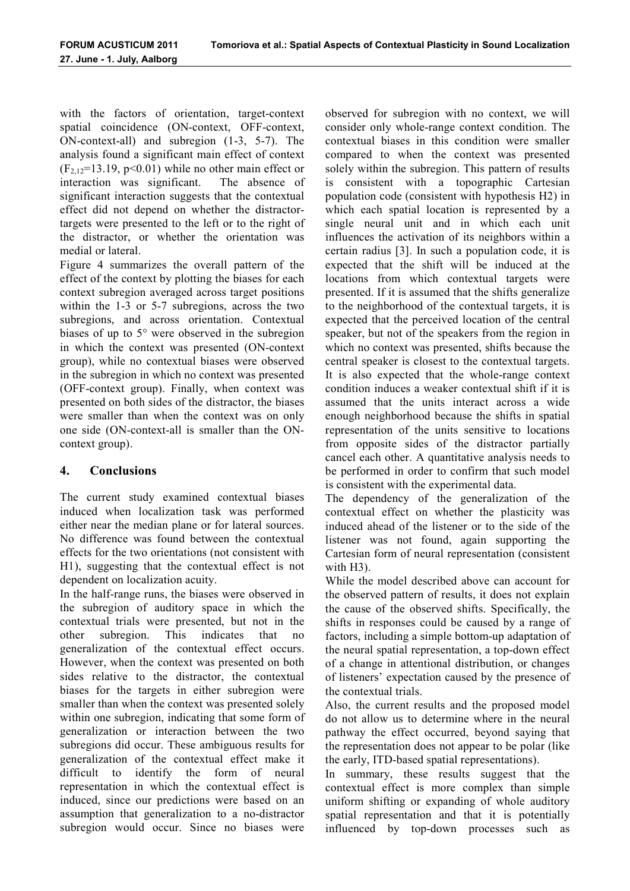with the factors of orientation, target-context spatial coincidence (ON-context, OFF-context, ON-context-all) and subregion (1-3, 5-7). The analysis found a significant main effect of context ($F_{2,12}$=13.19, p<0.01) while no other main effect or interaction was significant. The absence of significant interaction suggests that the contextual effect did not depend on whether the distractor-targets were presented to the left or to the right of the distractor, or whether the orientation was medial or lateral.

Figure 4 summarizes the overall pattern of the effect of the context by plotting the biases for each context subregion averaged across target positions within the 1-3 or 5-7 subregions, across the two subregions, and across orientation. Contextual biases of up to 5° were observed in the subregion in which the context was presented (ON-context group), while no contextual biases were observed in the subregion in which no context was presented (OFF-context group). Finally, when context was presented on both sides of the distractor, the biases were smaller than when the context was on only one side (ON-context-all is smaller than the ON-context group).

## 4. Conclusions

The current study examined contextual biases induced when localization task was performed either near the median plane or for lateral sources. No difference was found between the contextual effects for the two orientations (not consistent with H1), suggesting that the contextual effect is not dependent on localization acuity.

In the half-range runs, the biases were observed in the subregion of auditory space in which the contextual trials were presented, but not in the other subregion. This indicates that no generalization of the contextual effect occurs. However, when the context was presented on both sides relative to the distractor, the contextual biases for the targets in either subregion were smaller than when the context was presented solely within one subregion, indicating that some form of generalization or interaction between the two subregions did occur. These ambiguous results for generalization of the contextual effect make it difficult to identify the form of neural representation in which the contextual effect is induced, since our predictions were based on an assumption that generalization to a no-distractor subregion would occur. Since no biases were observed for subregion with no context, we will consider only whole-range context condition. The contextual biases in this condition were smaller compared to when the context was presented solely within the subregion. This pattern of results is consistent with a topographic Cartesian population code (consistent with hypothesis H2) in which each spatial location is represented by a single neural unit and in which each unit influences the activation of its neighbors within a certain radius [3]. In such a population code, it is expected that the shift will be induced at the locations from which contextual targets were presented. If it is assumed that the shifts generalize to the neighborhood of the contextual targets, it is expected that the perceived location of the central speaker, but not of the speakers from the region in which no context was presented, shifts because the central speaker is closest to the contextual targets. It is also expected that the whole-range context condition induces a weaker contextual shift if it is assumed that the units interact across a wide enough neighborhood because the shifts in spatial representation of the units sensitive to locations from opposite sides of the distractor partially cancel each other. A quantitative analysis needs to be performed in order to confirm that such model is consistent with the experimental data.

The dependency of the generalization of the contextual effect on whether the plasticity was induced ahead of the listener or to the side of the listener was not found, again supporting the Cartesian form of neural representation (consistent with H3).

While the model described above can account for the observed pattern of results, it does not explain the cause of the observed shifts. Specifically, the shifts in responses could be caused by a range of factors, including a simple bottom-up adaptation of the neural spatial representation, a top-down effect of a change in attentional distribution, or changes of listeners' expectation caused by the presence of the contextual trials.

Also, the current results and the proposed model do not allow us to determine where in the neural pathway the effect occurred, beyond saying that the representation does not appear to be polar (like the early, ITD-based spatial representations).

In summary, these results suggest that the contextual effect is more complex than simple uniform shifting or expanding of whole auditory spatial representation and that it is potentially influenced by top-down processes such as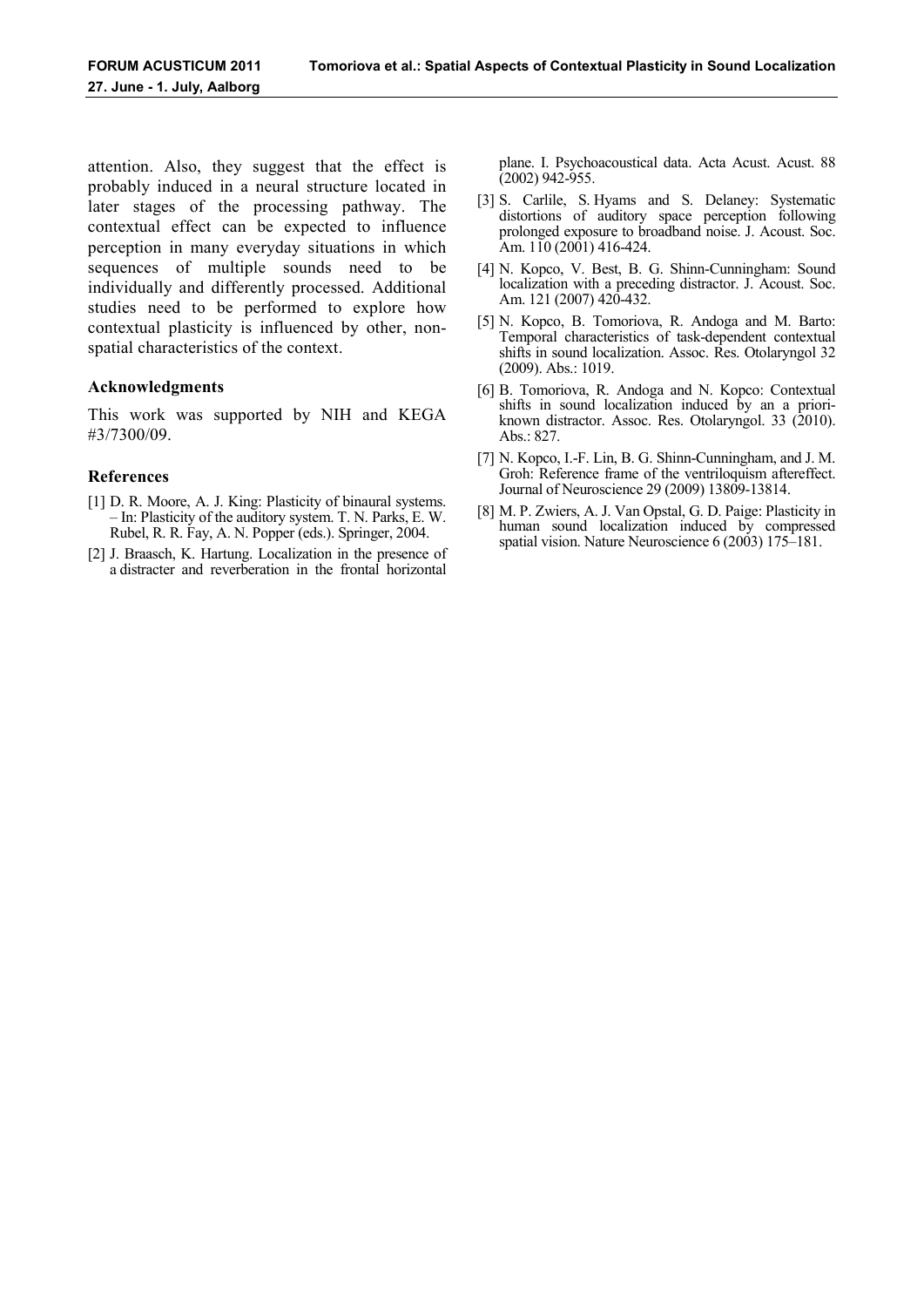attention. Also, they suggest that the effect is probably induced in a neural structure located in later stages of the processing pathway. The contextual effect can be expected to influence perception in many everyday situations in which sequences of multiple sounds need to be individually and differently processed. Additional studies need to be performed to explore how contextual plasticity is influenced by other, non-spatial characteristics of the context.

### Acknowledgments

This work was supported by NIH and KEGA #3/7300/09.

### References

[1] D. R. Moore, A. J. King: Plasticity of binaural systems. – In: Plasticity of the auditory system. T. N. Parks, E. W. Rubel, R. R. Fay, A. N. Popper (eds.). Springer, 2004.

[2] J. Braasch, K. Hartung. Localization in the presence of a distracter and reverberation in the frontal horizontal plane. I. Psychoacoustical data. Acta Acust. Acust. 88 (2002) 942-955.

[3] S. Carlile, S. Hyams and S. Delaney: Systematic distortions of auditory space perception following prolonged exposure to broadband noise. J. Acoust. Soc. Am. 110 (2001) 416-424.

[4] N. Kopco, V. Best, B. G. Shinn-Cunningham: Sound localization with a preceding distractor. J. Acoust. Soc. Am. 121 (2007) 420-432.

[5] N. Kopco, B. Tomoriova, R. Andoga and M. Barto: Temporal characteristics of task-dependent contextual shifts in sound localization. Assoc. Res. Otolaryngol 32 (2009). Abs.: 1019.

[6] B. Tomoriova, R. Andoga and N. Kopco: Contextual shifts in sound localization induced by an a priori-known distractor. Assoc. Res. Otolaryngol. 33 (2010). Abs.: 827.

[7] N. Kopco, I.-F. Lin, B. G. Shinn-Cunningham, and J. M. Groh: Reference frame of the ventriloquism aftereffect. Journal of Neuroscience 29 (2009) 13809-13814.

[8] M. P. Zwiers, A. J. Van Opstal, G. D. Paige: Plasticity in human sound localization induced by compressed spatial vision. Nature Neuroscience 6 (2003) 175–181.